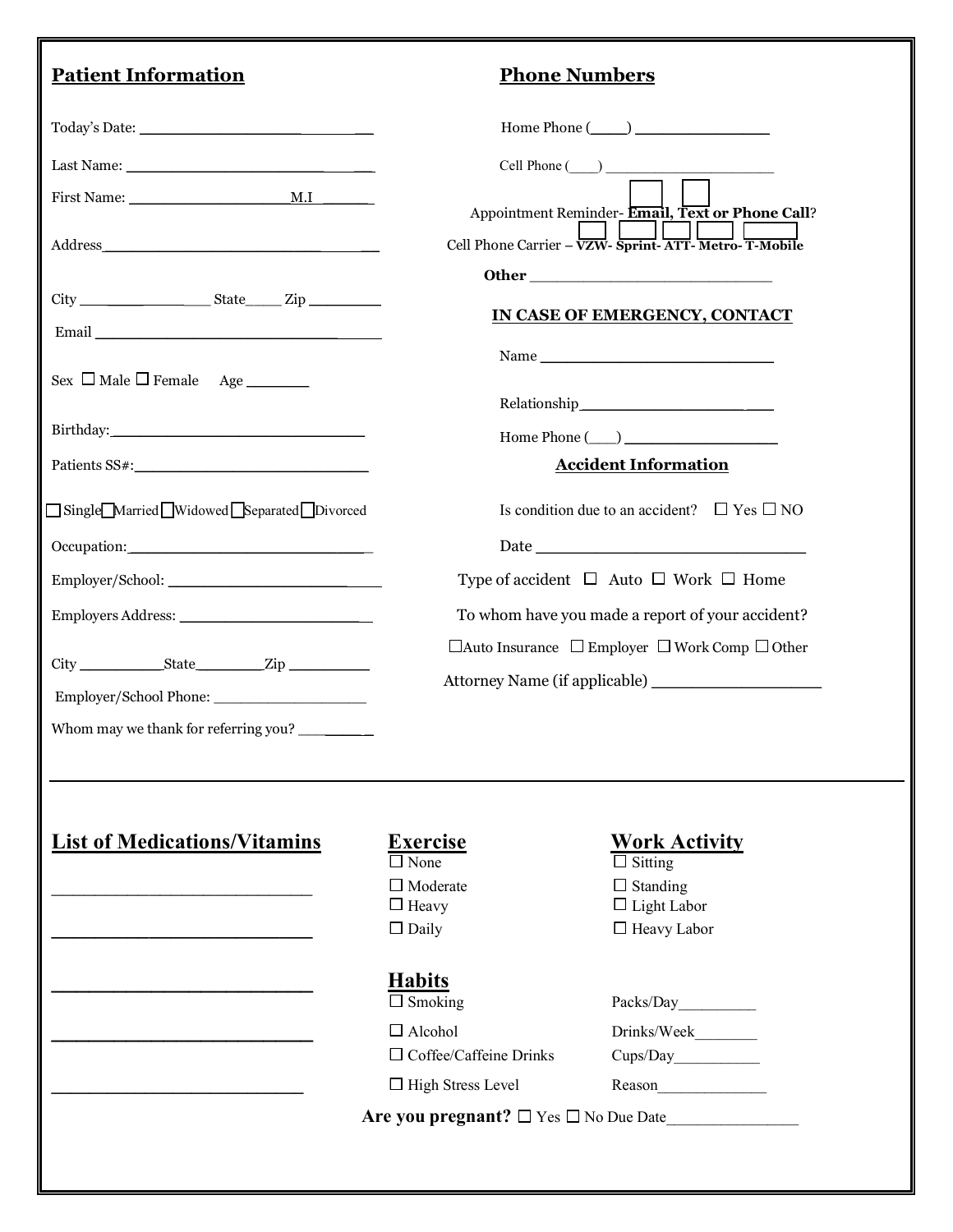## Patient Information

Today's Date: ____________________________

Last Name: ____________________________

First Name: ____________________ M.I ________

Address ____________________________

City ________________ State_____ Zip __________

Email ____________________________

Sex ☐ Male ☐ Female Age ________

Birthday: ____________________________

Patients SS#: ____________________________

☐ Single ☐ Married ☐ Widowed ☐ Separated ☐ Divorced

Occupation: ____________________________

Employer/School: ____________________________

Employers Address: ____________________________

City ___________ State_________ Zip __________

Employer/School Phone: ____________________

Whom may we thank for referring you? __________

## Phone Numbers

Home Phone (____) ________________

Cell Phone (____) ________________________

Appointment Reminder- ☐ **Email,** ☐ **Text or Phone Call**?

Cell Phone Carrier – ☐ **VZW-** ☐ **Sprint-** ☐ **ATT-** ☐ **Metro-** ☐ **T-Mobile**

**Other** ____________________________

### IN CASE OF EMERGENCY, CONTACT

Name ____________________________

Relationship ________________________

Home Phone (___) __________________

### Accident Information

Is condition due to an accident? ☐ Yes ☐ NO

Date ________________________________

Type of accident ☐ Auto ☐ Work ☐ Home

To whom have you made a report of your accident?

☐ Auto Insurance ☐ Employer ☐ Work Comp ☐ Other

Attorney Name (if applicable) ____________________

---

## List of Medications/Vitamins

______________________________

______________________________

______________________________

______________________________

______________________________

## Exercise

☐ None

☐ Moderate

☐ Heavy

☐ Daily

## Work Activity

☐ Sitting

☐ Standing

☐ Light Labor

☐ Heavy Labor

## Habits

☐ Smoking Packs/Day__________

☐ Alcohol Drinks/Week________

☐ Coffee/Caffeine Drinks Cups/Day___________

☐ High Stress Level Reason______________

**Are you pregnant?** ☐ Yes ☐ No Due Date________________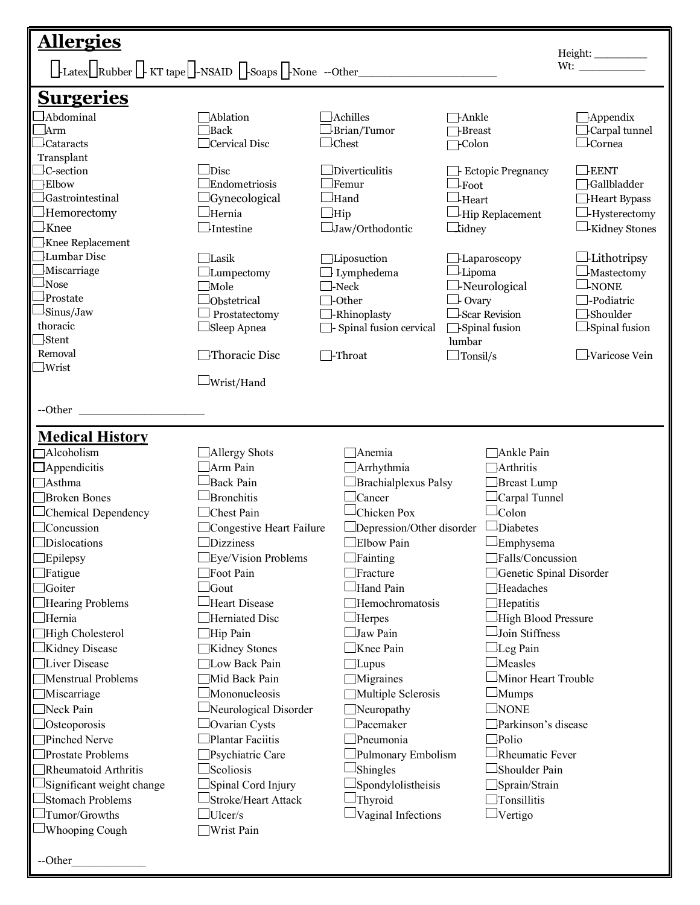## Allergies

Height: ________
Wt: ___________

☐-Latex ☐Rubber ☐- KT tape ☐-NSAID ☐-Soaps ☐-None --Other______________________

## Surgeries

| | | | | |
|---|---|---|---|---|
| ☐Abdominal | ☐Ablation | ☐-Achilles | ☐-Ankle | ☐-Appendix |
| ☐Arm | ☐Back | ☐-Brian/Tumor | ☐-Breast | ☐-Carpal tunnel |
| ☐-Cataracts Transplant | ☐Cervical Disc | ☐-Chest | ☐-Colon | ☐-Cornea |
| ☐-C-section | ☐Disc | ☐Diverticulitis | ☐- Ectopic Pregnancy | ☐-EENT |
| ☐-Elbow | ☐Endometriosis | ☐Femur | ☐-Foot | ☐-Gallbladder |
| ☐Gastrointestinal | ☐Gynecological | ☐Hand | ☐-Heart | ☐-Heart Bypass |
| ☐Hemorectomy | ☐Hernia | ☐Hip | ☐-Hip Replacement | ☐-Hysterectomy |
| ☐-Knee | ☐-Intestine | ☐Jaw/Orthodontic | ☐Kidney | ☐-Kidney Stones |
| ☐Knee Replacement | | | | |
| ☐Lumbar Disc | ☐Lasik | ☐Liposuction | ☐-Laparoscopy | ☐-Lithotripsy |
| ☐Miscarriage | ☐Lumpectomy | ☐ Lymphedema | ☐-Lipoma | ☐-Mastectomy |
| ☐Nose | ☐Mole | ☐-Neck | ☐-Neurological | ☐-NONE |
| ☐Prostate | ☐Obstetrical | ☐-Other | ☐- Ovary | ☐-Podiatric |
| ☐Sinus/Jaw thoracic | ☐ Prostatectomy | ☐-Rhinoplasty | ☐-Scar Revision | ☐-Shoulder |
| ☐Stent Removal | ☐Sleep Apnea | ☐- Spinal fusion cervical | ☐-Spinal fusion lumbar | ☐-Spinal fusion |
| ☐Wrist | ☐-Thoracic Disc | ☐-Throat | ☐ Tonsil/s | ☐-Varicose Vein |
| | ☐Wrist/Hand | | | |

--Other ____________________

## Medical History

| | | | |
|---|---|---|---|
| ☐Alcoholism | ☐Allergy Shots | ☐Anemia | ☐Ankle Pain |
| ☐Appendicitis | ☐Arm Pain | ☐Arrhythmia | ☐Arthritis |
| ☐Asthma | ☐Back Pain | ☐Brachialplexus Palsy | ☐Breast Lump |
| ☐Broken Bones | ☐Bronchitis | ☐Cancer | ☐Carpal Tunnel |
| ☐Chemical Dependency | ☐Chest Pain | ☐Chicken Pox | ☐Colon |
| ☐Concussion | ☐Congestive Heart Failure | ☐Depression/Other disorder | ☐Diabetes |
| ☐Dislocations | ☐Dizziness | ☐Elbow Pain | ☐Emphysema |
| ☐Epilepsy | ☐Eye/Vision Problems | ☐Fainting | ☐Falls/Concussion |
| ☐Fatigue | ☐Foot Pain | ☐Fracture | ☐Genetic Spinal Disorder |
| ☐Goiter | ☐Gout | ☐Hand Pain | ☐Headaches |
| ☐Hearing Problems | ☐Heart Disease | ☐Hemochromatosis | ☐Hepatitis |
| ☐Hernia | ☐Herniated Disc | ☐Herpes | ☐High Blood Pressure |
| ☐High Cholesterol | ☐Hip Pain | ☐Jaw Pain | ☐Join Stiffness |
| ☐Kidney Disease | ☐Kidney Stones | ☐Knee Pain | ☐Leg Pain |
| ☐Liver Disease | ☐Low Back Pain | ☐Lupus | ☐Measles |
| ☐Menstrual Problems | ☐Mid Back Pain | ☐Migraines | ☐Minor Heart Trouble |
| ☐Miscarriage | ☐Mononucleosis | ☐Multiple Sclerosis | ☐Mumps |
| ☐Neck Pain | ☐Neurological Disorder | ☐Neuropathy | ☐NONE |
| ☐Osteoporosis | ☐Ovarian Cysts | ☐Pacemaker | ☐Parkinson's disease |
| ☐Pinched Nerve | ☐Plantar Faciitis | ☐Pneumonia | ☐Polio |
| ☐Prostate Problems | ☐Psychiatric Care | ☐Pulmonary Embolism | ☐Rheumatic Fever |
| ☐Rheumatoid Arthritis | ☐Scoliosis | ☐Shingles | ☐Shoulder Pain |
| ☐Significant weight change | ☐Spinal Cord Injury | ☐Spondylolistheisis | ☐Sprain/Strain |
| ☐Stomach Problems | ☐Stroke/Heart Attack | ☐Thyroid | ☐Tonsillitis |
| ☐Tumor/Growths | ☐Ulcer/s | ☐Vaginal Infections | ☐Vertigo |
| ☐Whooping Cough | ☐Wrist Pain | | |

--Other_____________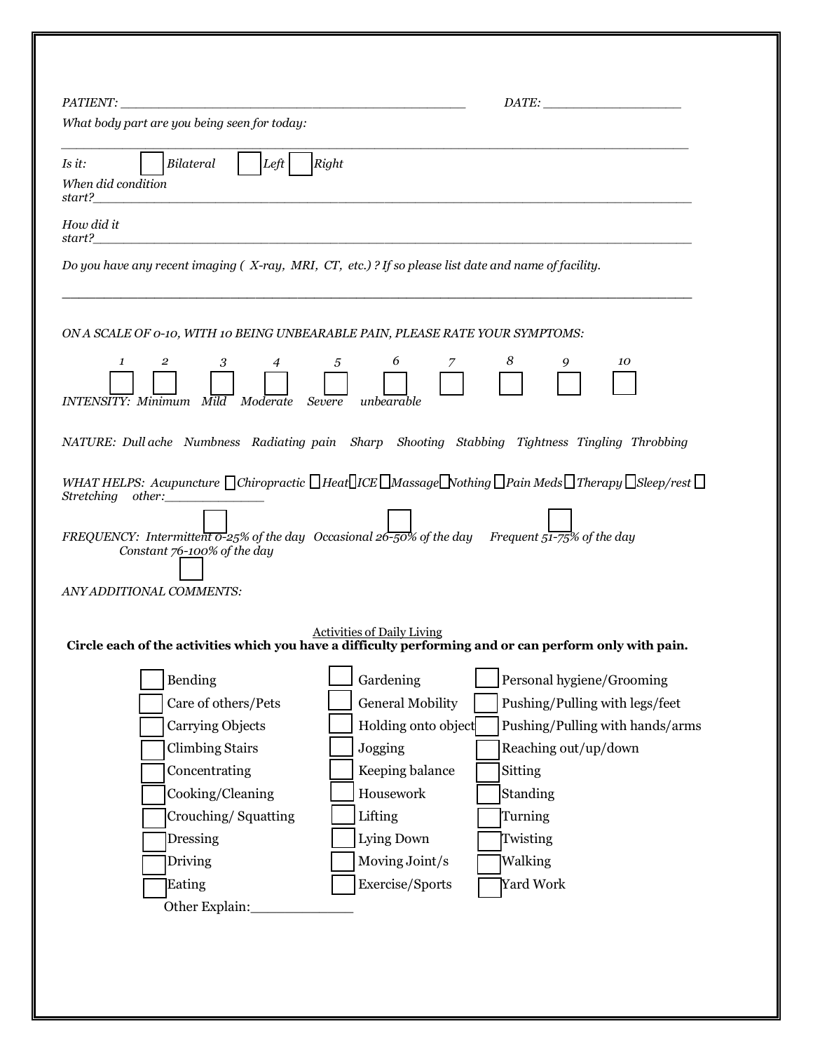*PATIENT:* ______________________________________________ *DATE:* __________________

*What body part are you being seen for today:*

_______________________________________________________________________________

*Is it:* ☐ *Bilateral* ☐ *Left* ☐ *Right*

*When did condition start?*_____________________________________________________________

*How did it start?*_____________________________________________________________

*Do you have any recent imaging ( X-ray, MRI, CT, etc.) ? If so please list date and name of facility.*

_______________________________________________________________________________

*ON A SCALE OF 0-10, WITH 10 BEING UNBEARABLE PAIN, PLEASE RATE YOUR SYMPTOMS:*

| 1 | 2 | 3 | 4 | 5 | 6 | 7 | 8 | 9 | 10 |
|---|---|---|---|---|---|---|---|---|---|
| ☐ | ☐ | ☐ | ☐ | ☐ | ☐ | ☐ | ☐ | ☐ | ☐ |

*INTENSITY: Minimum Mild Moderate Severe unbearable*

*NATURE: Dull ache Numbness Radiating pain Sharp Shooting Stabbing Tightness Tingling Throbbing*

*WHAT HELPS: Acupuncture* ☐ *Chiropractic* ☐ *Heat* ☐ *ICE* ☐ *Massage* ☐ *Nothing* ☐ *Pain Meds* ☐ *Therapy* ☐ *Sleep/rest* ☐ *Stretching other:*____________

*FREQUENCY: Intermittent 0-25% of the day* ☐ *Occasional 26-50% of the day* ☐ *Frequent 51-75% of the day* ☐ *Constant 76-100% of the day* ☐

*ANY ADDITIONAL COMMENTS:*

Activities of Daily Living

**Circle each of the activities which you have a difficulty performing and or can perform only with pain.**

- ☐ Bending
- ☐ Care of others/Pets
- ☐ Carrying Objects
- ☐ Climbing Stairs
- ☐ Concentrating
- ☐ Cooking/Cleaning
- ☐ Crouching/ Squatting
- ☐ Dressing
- ☐ Driving
- ☐ Eating
- ☐ Gardening
- ☐ General Mobility
- ☐ Holding onto object
- ☐ Jogging
- ☐ Keeping balance
- ☐ Housework
- ☐ Lifting
- ☐ Lying Down
- ☐ Moving Joint/s
- ☐ Exercise/Sports
- ☐ Personal hygiene/Grooming
- ☐ Pushing/Pulling with legs/feet
- ☐ Pushing/Pulling with hands/arms
- ☐ Reaching out/up/down
- ☐ Sitting
- ☐ Standing
- ☐ Turning
- ☐ Twisting
- ☐ Walking
- ☐ Yard Work

Other Explain:____________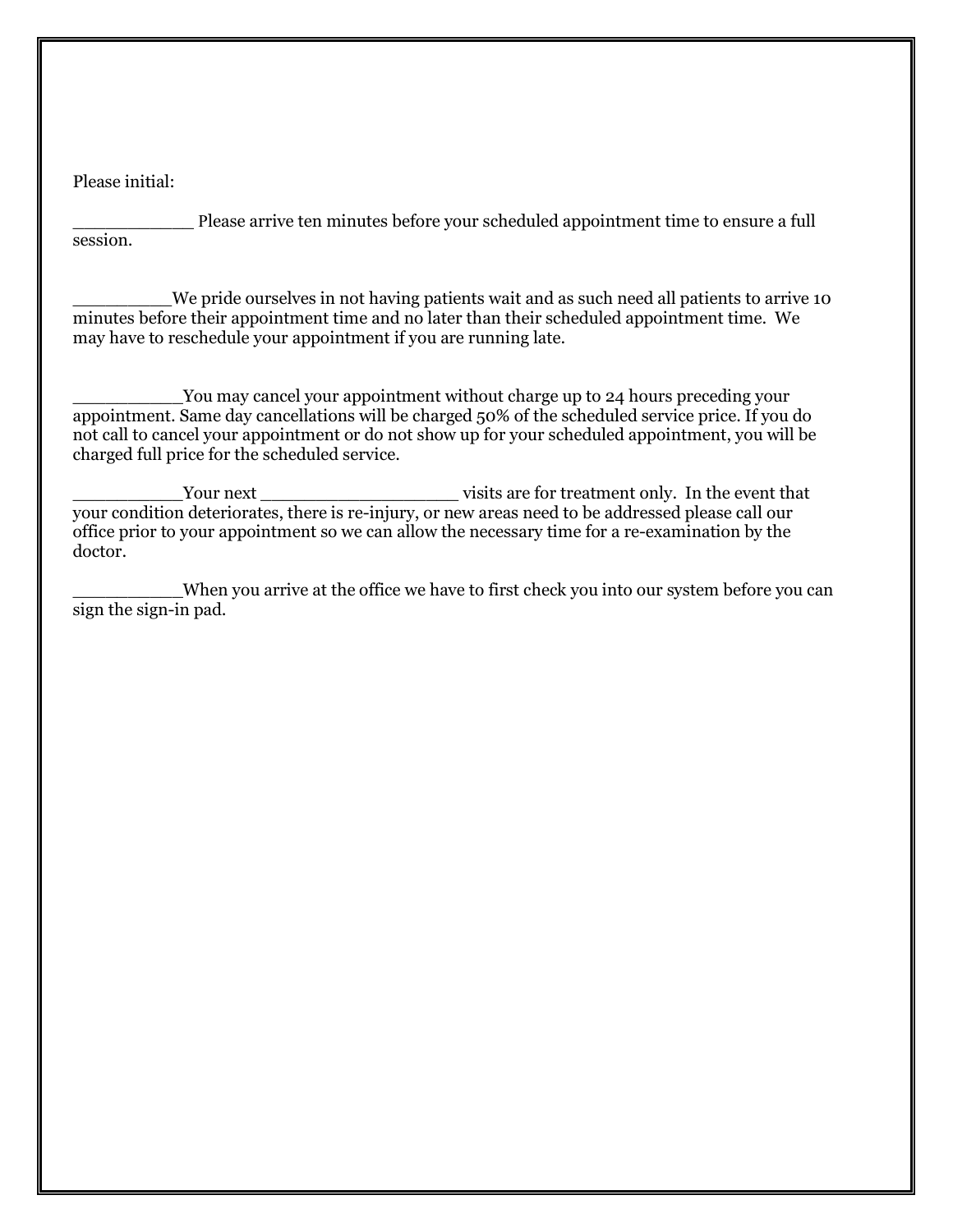Please initial:

___________ Please arrive ten minutes before your scheduled appointment time to ensure a full session.

_________We pride ourselves in not having patients wait and as such need all patients to arrive 10 minutes before their appointment time and no later than their scheduled appointment time. We may have to reschedule your appointment if you are running late.

__________You may cancel your appointment without charge up to 24 hours preceding your appointment. Same day cancellations will be charged 50% of the scheduled service price. If you do not call to cancel your appointment or do not show up for your scheduled appointment, you will be charged full price for the scheduled service.

__________Your next __________________ visits are for treatment only. In the event that your condition deteriorates, there is re-injury, or new areas need to be addressed please call our office prior to your appointment so we can allow the necessary time for a re-examination by the doctor.

__________When you arrive at the office we have to first check you into our system before you can sign the sign-in pad.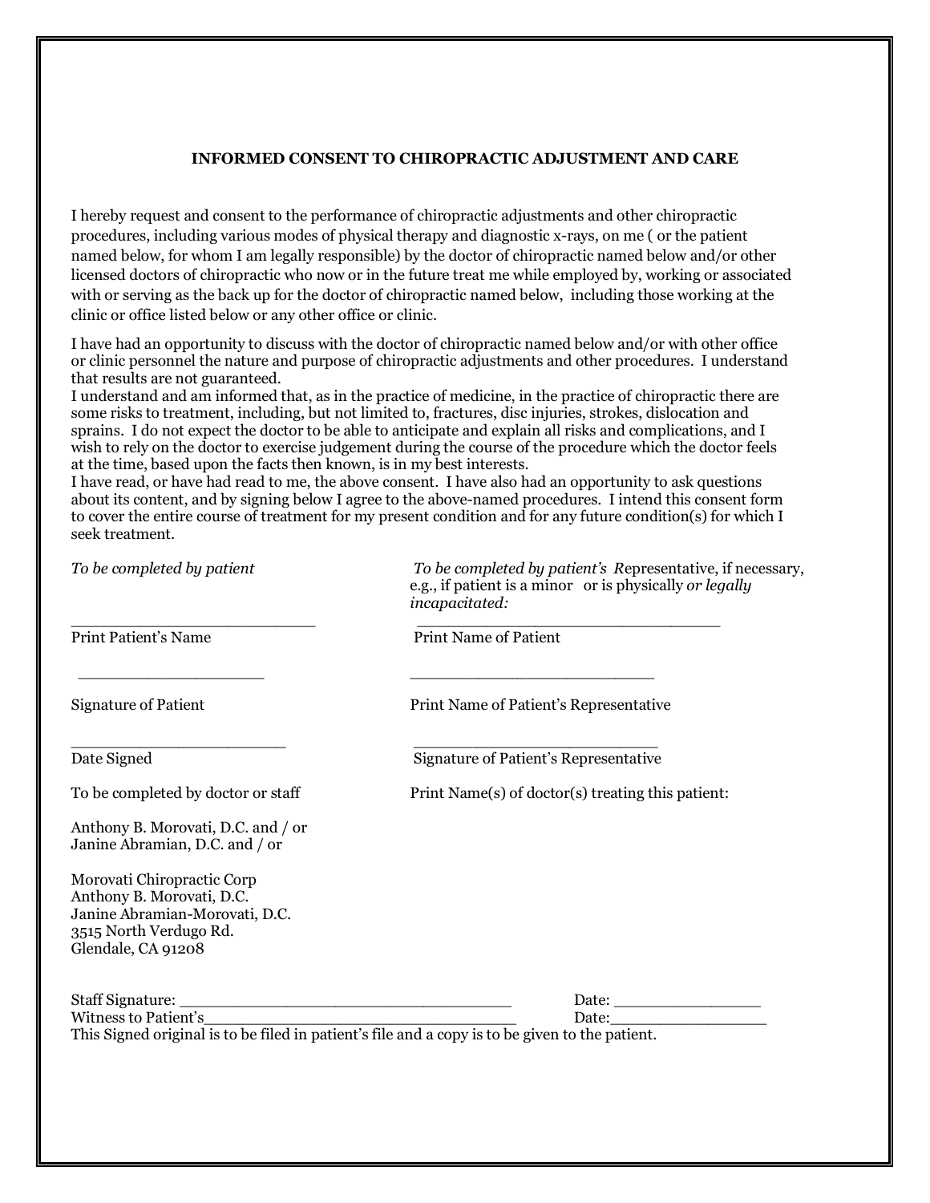## INFORMED CONSENT TO CHIROPRACTIC ADJUSTMENT AND CARE

I hereby request and consent to the performance of chiropractic adjustments and other chiropractic procedures, including various modes of physical therapy and diagnostic x-rays, on me ( or the patient named below, for whom I am legally responsible) by the doctor of chiropractic named below and/or other licensed doctors of chiropractic who now or in the future treat me while employed by, working or associated with or serving as the back up for the doctor of chiropractic named below, including those working at the clinic or office listed below or any other office or clinic.

I have had an opportunity to discuss with the doctor of chiropractic named below and/or with other office or clinic personnel the nature and purpose of chiropractic adjustments and other procedures. I understand that results are not guaranteed.

I understand and am informed that, as in the practice of medicine, in the practice of chiropractic there are some risks to treatment, including, but not limited to, fractures, disc injuries, strokes, dislocation and sprains. I do not expect the doctor to be able to anticipate and explain all risks and complications, and I wish to rely on the doctor to exercise judgement during the course of the procedure which the doctor feels at the time, based upon the facts then known, is in my best interests.

I have read, or have had read to me, the above consent. I have also had an opportunity to ask questions about its content, and by signing below I agree to the above-named procedures. I intend this consent form to cover the entire course of treatment for my present condition and for any future condition(s) for which I seek treatment.

*To be completed by patient*

_________________________
Print Patient's Name

____________________

Signature of Patient

______________________
Date Signed

*To be completed by patient's R*epresentative, if necessary, e.g., if patient is a minor or is physically *or legally incapacitated:*

________________________________
Print Name of Patient

___________________________

Print Name of Patient's Representative

___________________________
Signature of Patient's Representative

To be completed by doctor or staff

Print Name(s) of doctor(s) treating this patient:

Anthony B. Morovati, D.C. and / or
Janine Abramian, D.C. and / or

Morovati Chiropractic Corp
Anthony B. Morovati, D.C.
Janine Abramian-Morovati, D.C.
3515 North Verdugo Rd.
Glendale, CA 91208

Staff Signature: __________________________________ Date: _______________
Witness to Patient's_________________________________ Date:________________
This Signed original is to be filed in patient's file and a copy is to be given to the patient.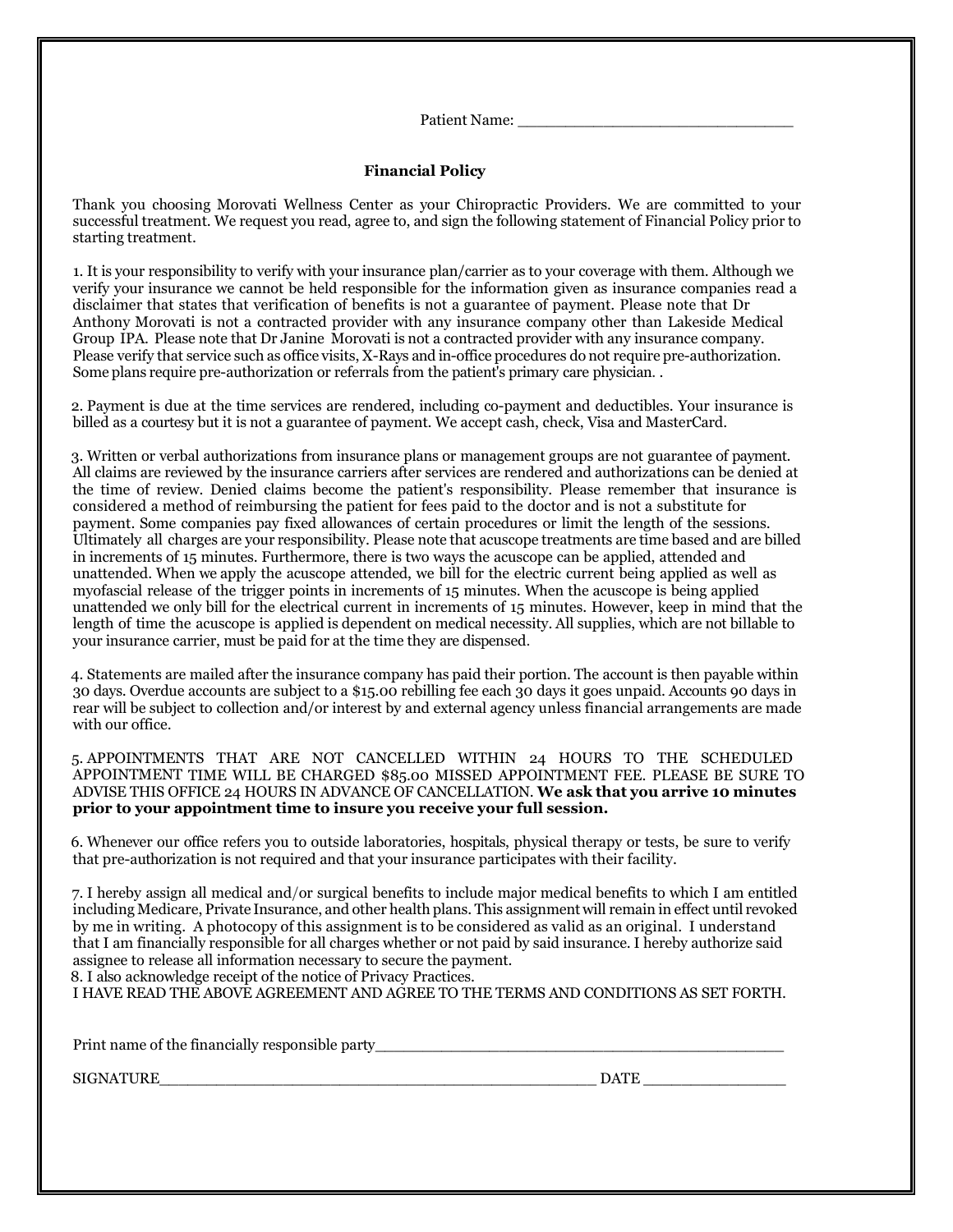Patient Name: _______________________________

## Financial Policy

Thank you choosing Morovati Wellness Center as your Chiropractic Providers. We are committed to your successful treatment. We request you read, agree to, and sign the following statement of Financial Policy prior to starting treatment.

1. It is your responsibility to verify with your insurance plan/carrier as to your coverage with them. Although we verify your insurance we cannot be held responsible for the information given as insurance companies read a disclaimer that states that verification of benefits is not a guarantee of payment. Please note that Dr Anthony Morovati is not a contracted provider with any insurance company other than Lakeside Medical Group IPA. Please note that Dr Janine Morovati is not a contracted provider with any insurance company. Please verify that service such as office visits, X-Rays and in-office procedures do not require pre-authorization. Some plans require pre-authorization or referrals from the patient's primary care physician. .

2. Payment is due at the time services are rendered, including co-payment and deductibles. Your insurance is billed as a courtesy but it is not a guarantee of payment. We accept cash, check, Visa and MasterCard.

3. Written or verbal authorizations from insurance plans or management groups are not guarantee of payment. All claims are reviewed by the insurance carriers after services are rendered and authorizations can be denied at the time of review. Denied claims become the patient's responsibility. Please remember that insurance is considered a method of reimbursing the patient for fees paid to the doctor and is not a substitute for payment. Some companies pay fixed allowances of certain procedures or limit the length of the sessions. Ultimately all charges are your responsibility. Please note that acuscope treatments are time based and are billed in increments of 15 minutes. Furthermore, there is two ways the acuscope can be applied, attended and unattended. When we apply the acuscope attended, we bill for the electric current being applied as well as myofascial release of the trigger points in increments of 15 minutes. When the acuscope is being applied unattended we only bill for the electrical current in increments of 15 minutes. However, keep in mind that the length of time the acuscope is applied is dependent on medical necessity. All supplies, which are not billable to your insurance carrier, must be paid for at the time they are dispensed.

4. Statements are mailed after the insurance company has paid their portion. The account is then payable within 30 days. Overdue accounts are subject to a $15.00 rebilling fee each 30 days it goes unpaid. Accounts 90 days in rear will be subject to collection and/or interest by and external agency unless financial arrangements are made with our office.

5. APPOINTMENTS THAT ARE NOT CANCELLED WITHIN 24 HOURS TO THE SCHEDULED APPOINTMENT TIME WILL BE CHARGED $85.00 MISSED APPOINTMENT FEE. PLEASE BE SURE TO ADVISE THIS OFFICE 24 HOURS IN ADVANCE OF CANCELLATION. **We ask that you arrive 10 minutes prior to your appointment time to insure you receive your full session.**

6. Whenever our office refers you to outside laboratories, hospitals, physical therapy or tests, be sure to verify that pre-authorization is not required and that your insurance participates with their facility.

7. I hereby assign all medical and/or surgical benefits to include major medical benefits to which I am entitled including Medicare, Private Insurance, and other health plans. This assignment will remain in effect until revoked by me in writing. A photocopy of this assignment is to be considered as valid as an original. I understand that I am financially responsible for all charges whether or not paid by said insurance. I hereby authorize said assignee to release all information necessary to secure the payment.

8. I also acknowledge receipt of the notice of Privacy Practices.

I HAVE READ THE ABOVE AGREEMENT AND AGREE TO THE TERMS AND CONDITIONS AS SET FORTH.

Print name of the financially responsible party_____________________________________________

SIGNATURE_______________________________________________ DATE _______________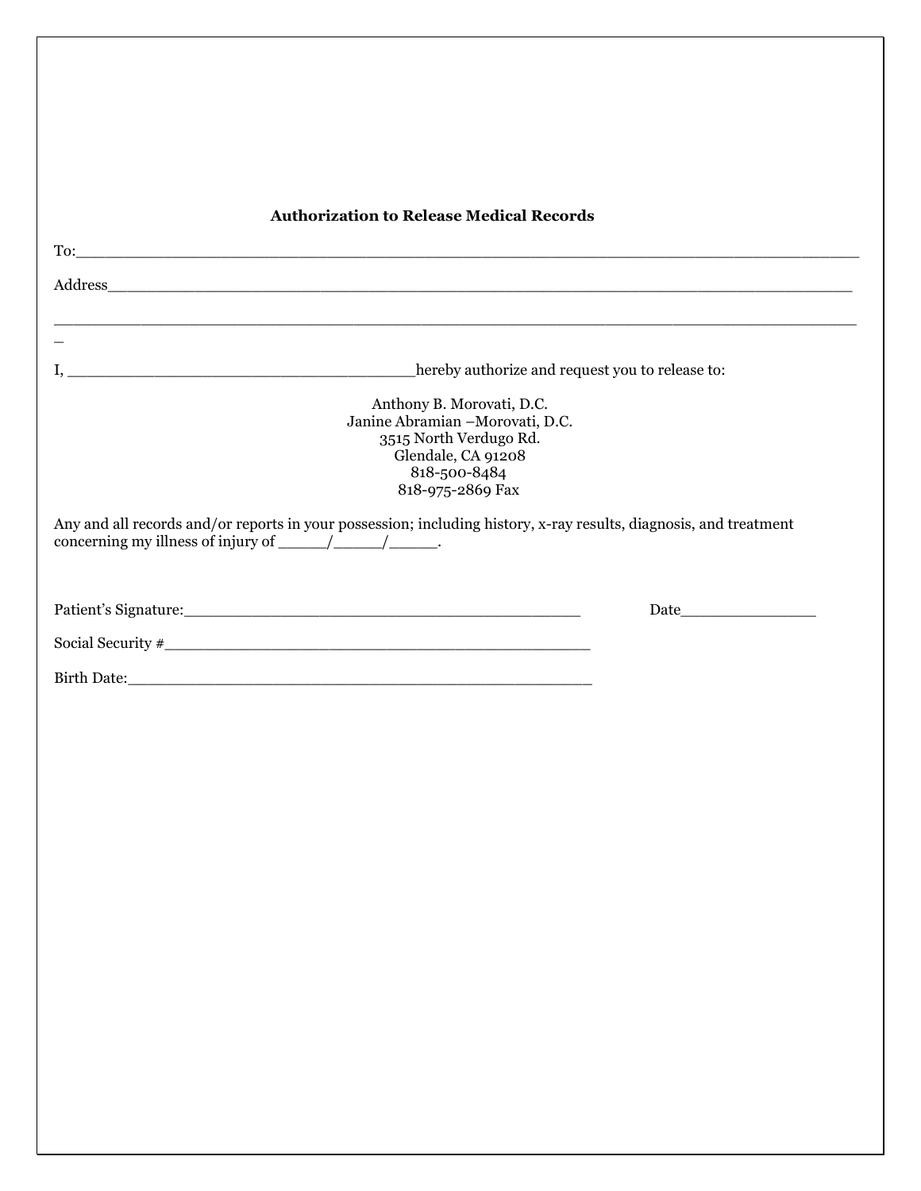**Authorization to Release Medical Records**

To:\_\_\_\_\_\_\_\_\_\_\_\_\_\_\_\_\_\_\_\_\_\_\_\_\_\_\_\_\_\_\_\_\_\_\_\_\_\_\_\_\_\_\_\_\_\_\_\_\_\_\_\_\_\_\_\_\_\_\_\_\_\_\_\_\_\_\_\_\_\_\_\_\_\_\_\_\_\_

Address\_\_\_\_\_\_\_\_\_\_\_\_\_\_\_\_\_\_\_\_\_\_\_\_\_\_\_\_\_\_\_\_\_\_\_\_\_\_\_\_\_\_\_\_\_\_\_\_\_\_\_\_\_\_\_\_\_\_\_\_\_\_\_\_\_\_\_\_\_\_\_\_\_\_

\_\_\_\_\_\_\_\_\_\_\_\_\_\_\_\_\_\_\_\_\_\_\_\_\_\_\_\_\_\_\_\_\_\_\_\_\_\_\_\_\_\_\_\_\_\_\_\_\_\_\_\_\_\_\_\_\_\_\_\_\_\_\_\_\_\_\_\_\_\_\_\_\_\_\_\_\_\_\_\_\_

I, \_\_\_\_\_\_\_\_\_\_\_\_\_\_\_\_\_\_\_\_\_\_\_\_\_\_\_\_\_\_\_\_\_\_\_hereby authorize and request you to release to:

Anthony B. Morovati, D.C.
Janine Abramian –Morovati, D.C.
3515 North Verdugo Rd.
Glendale, CA 91208
818-500-8484
818-975-2869 Fax

Any and all records and/or reports in your possession; including history, x-ray results, diagnosis, and treatment concerning my illness of injury of \_\_\_\_\_/\_\_\_\_\_/\_\_\_\_\_.

Patient's Signature:\_\_\_\_\_\_\_\_\_\_\_\_\_\_\_\_\_\_\_\_\_\_\_\_\_\_\_\_\_\_\_\_\_\_\_\_\_\_\_\_\_\_\_ Date\_\_\_\_\_\_\_\_\_\_\_\_\_\_\_

Social Security #\_\_\_\_\_\_\_\_\_\_\_\_\_\_\_\_\_\_\_\_\_\_\_\_\_\_\_\_\_\_\_\_\_\_\_\_\_\_\_\_\_\_\_\_\_\_

Birth Date:\_\_\_\_\_\_\_\_\_\_\_\_\_\_\_\_\_\_\_\_\_\_\_\_\_\_\_\_\_\_\_\_\_\_\_\_\_\_\_\_\_\_\_\_\_\_\_\_\_\_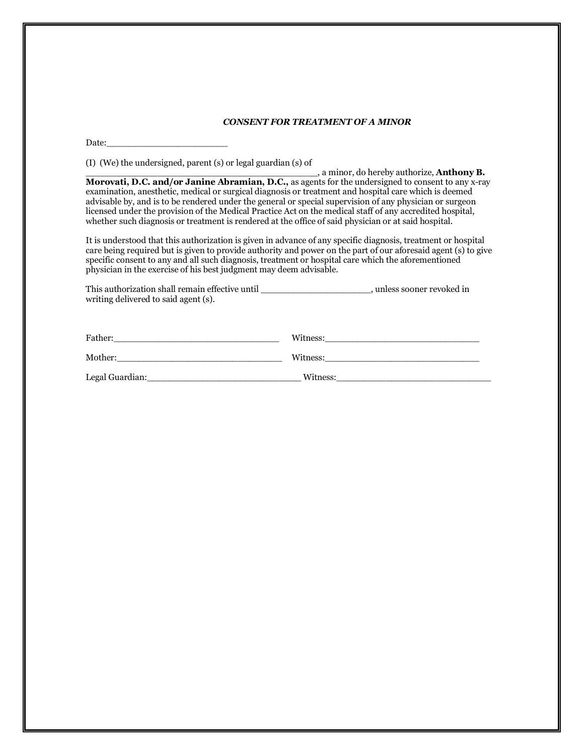***CONSENT FOR TREATMENT OF A MINOR***

Date:_______________________

(I) (We) the undersigned, parent (s) or legal guardian (s) of _________________________________________, a minor, do hereby authorize, **Anthony B. Morovati, D.C. and/or Janine Abramian, D.C.,** as agents for the undersigned to consent to any x-ray examination, anesthetic, medical or surgical diagnosis or treatment and hospital care which is deemed advisable by, and is to be rendered under the general or special supervision of any physician or surgeon licensed under the provision of the Medical Practice Act on the medical staff of any accredited hospital, whether such diagnosis or treatment is rendered at the office of said physician or at said hospital.

It is understood that this authorization is given in advance of any specific diagnosis, treatment or hospital care being required but is given to provide authority and power on the part of our aforesaid agent (s) to give specific consent to any and all such diagnosis, treatment or hospital care which the aforementioned physician in the exercise of his best judgment may deem advisable.

This authorization shall remain effective until ____________________, unless sooner revoked in writing delivered to said agent (s).

Father:______________________________ Witness:____________________________

Mother:______________________________ Witness:____________________________

Legal Guardian:____________________________ Witness:____________________________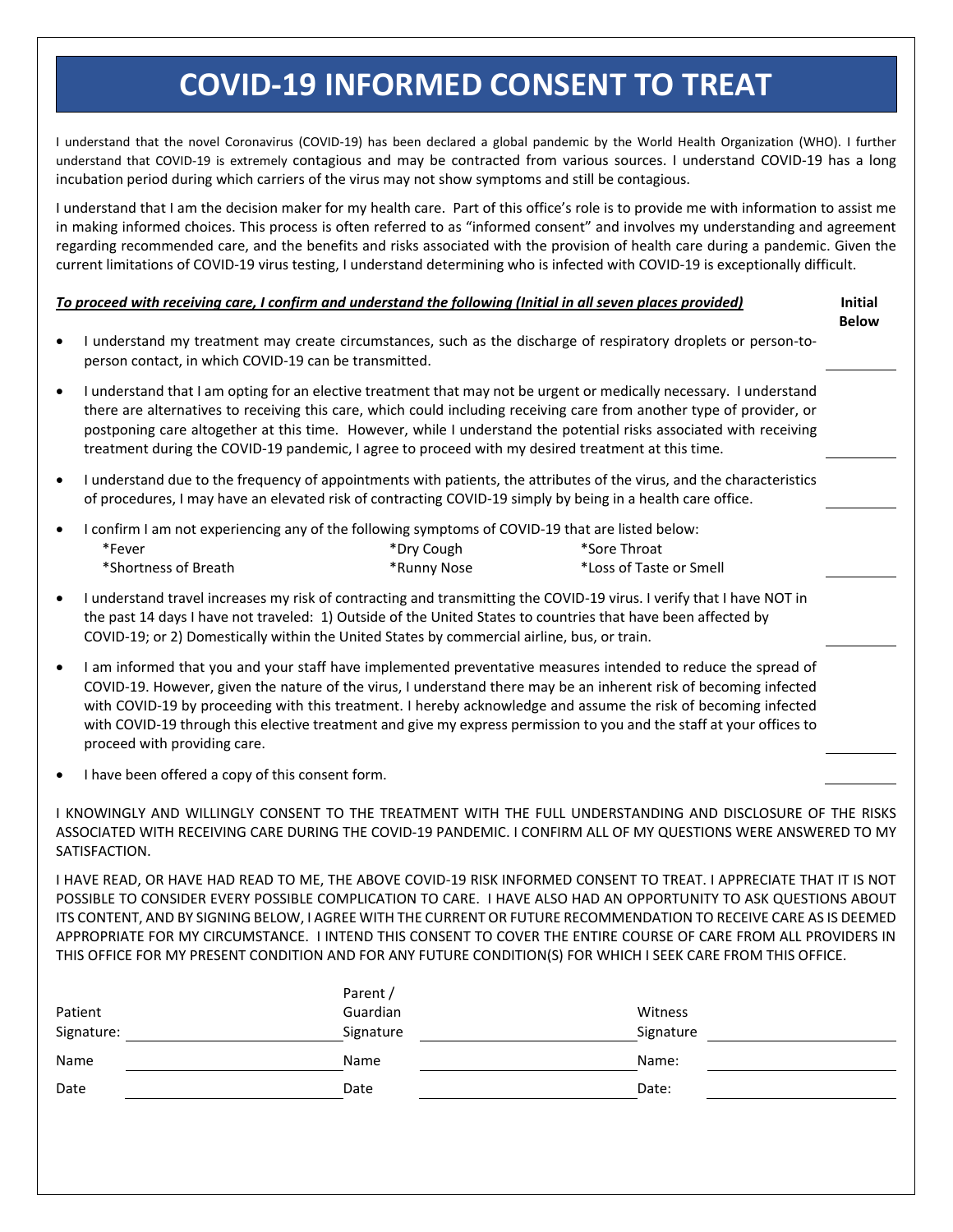# COVID-19 INFORMED CONSENT TO TREAT

I understand that the novel Coronavirus (COVID-19) has been declared a global pandemic by the World Health Organization (WHO). I further understand that COVID-19 is extremely contagious and may be contracted from various sources. I understand COVID-19 has a long incubation period during which carriers of the virus may not show symptoms and still be contagious.

I understand that I am the decision maker for my health care. Part of this office's role is to provide me with information to assist me in making informed choices. This process is often referred to as "informed consent" and involves my understanding and agreement regarding recommended care, and the benefits and risks associated with the provision of health care during a pandemic. Given the current limitations of COVID-19 virus testing, I understand determining who is infected with COVID-19 is exceptionally difficult.

***To proceed with receiving care, I confirm and understand the following (Initial in all seven places provided)*** **Initial Below**

- I understand my treatment may create circumstances, such as the discharge of respiratory droplets or person-to-person contact, in which COVID-19 can be transmitted. ________
- I understand that I am opting for an elective treatment that may not be urgent or medically necessary. I understand there are alternatives to receiving this care, which could including receiving care from another type of provider, or postponing care altogether at this time. However, while I understand the potential risks associated with receiving treatment during the COVID-19 pandemic, I agree to proceed with my desired treatment at this time. ________
- I understand due to the frequency of appointments with patients, the attributes of the virus, and the characteristics of procedures, I may have an elevated risk of contracting COVID-19 simply by being in a health care office. ________
- I confirm I am not experiencing any of the following symptoms of COVID-19 that are listed below:
  *Fever *Dry Cough *Sore Throat
  *Shortness of Breath *Runny Nose *Loss of Taste or Smell ________
- I understand travel increases my risk of contracting and transmitting the COVID-19 virus. I verify that I have NOT in the past 14 days I have not traveled: 1) Outside of the United States to countries that have been affected by COVID-19; or 2) Domestically within the United States by commercial airline, bus, or train. ________
- I am informed that you and your staff have implemented preventative measures intended to reduce the spread of COVID-19. However, given the nature of the virus, I understand there may be an inherent risk of becoming infected with COVID-19 by proceeding with this treatment. I hereby acknowledge and assume the risk of becoming infected with COVID-19 through this elective treatment and give my express permission to you and the staff at your offices to proceed with providing care. ________
- I have been offered a copy of this consent form. ________

I KNOWINGLY AND WILLINGLY CONSENT TO THE TREATMENT WITH THE FULL UNDERSTANDING AND DISCLOSURE OF THE RISKS ASSOCIATED WITH RECEIVING CARE DURING THE COVID-19 PANDEMIC. I CONFIRM ALL OF MY QUESTIONS WERE ANSWERED TO MY SATISFACTION.

I HAVE READ, OR HAVE HAD READ TO ME, THE ABOVE COVID-19 RISK INFORMED CONSENT TO TREAT. I APPRECIATE THAT IT IS NOT POSSIBLE TO CONSIDER EVERY POSSIBLE COMPLICATION TO CARE. I HAVE ALSO HAD AN OPPORTUNITY TO ASK QUESTIONS ABOUT ITS CONTENT, AND BY SIGNING BELOW, I AGREE WITH THE CURRENT OR FUTURE RECOMMENDATION TO RECEIVE CARE AS IS DEEMED APPROPRIATE FOR MY CIRCUMSTANCE. I INTEND THIS CONSENT TO COVER THE ENTIRE COURSE OF CARE FROM ALL PROVIDERS IN THIS OFFICE FOR MY PRESENT CONDITION AND FOR ANY FUTURE CONDITION(S) FOR WHICH I SEEK CARE FROM THIS OFFICE.

| | | | | | |
|---|---|---|---|---|---|
| Patient Signature: | | Parent / Guardian Signature | | Witness Signature | |
| Name | | Name | | Name: | |
| Date | | Date | | Date: | |